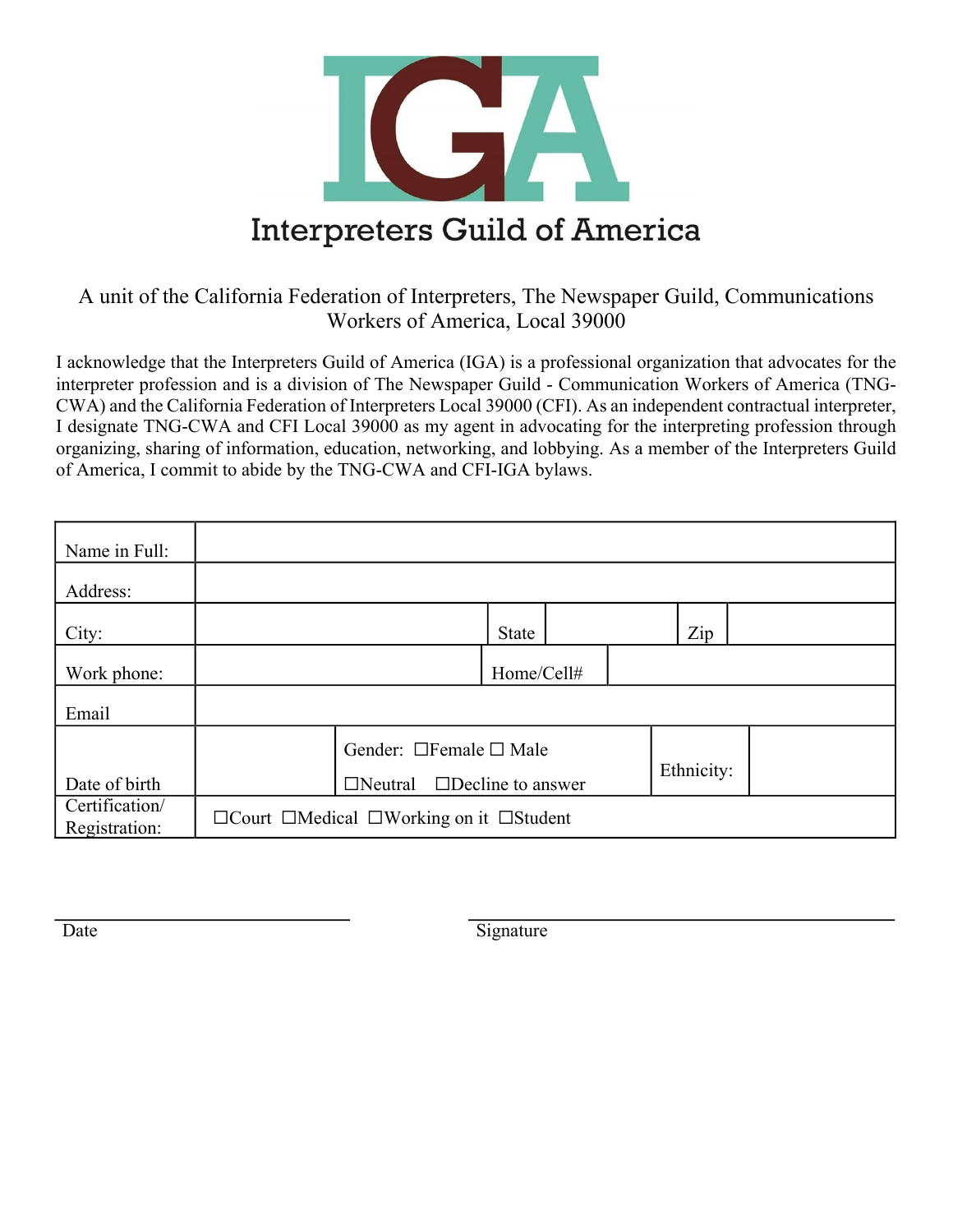# IGA

## Interpreters Guild of America

A unit of the California Federation of Interpreters, The Newspaper Guild, Communications Workers of America, Local 39000

I acknowledge that the Interpreters Guild of America (IGA) is a professional organization that advocates for the interpreter profession and is a division of The Newspaper Guild - Communication Workers of America (TNG-CWA) and the California Federation of Interpreters Local 39000 (CFI). As an independent contractual interpreter, I designate TNG-CWA and CFI Local 39000 as my agent in advocating for the interpreting profession through organizing, sharing of information, education, networking, and lobbying. As a member of the Interpreters Guild of America, I commit to abide by the TNG-CWA and CFI-IGA bylaws.

| | | | | | |
|---|---|---|---|---|---|
| Name in Full: | | | | | |
| Address: | | | | | |
| City: | | State | | Zip | |
| Work phone: | | Home/Cell# | | | |
| Email | | | | | |
| Date of birth | | Gender: ☐Female ☐ Male ☐Neutral ☐Decline to answer | | Ethnicity: | |
| Certification/ Registration: | ☐Court ☐Medical ☐Working on it ☐Student | | | | |

\_\_\_\_\_\_\_\_\_\_\_\_\_\_\_\_\_\_\_\_\_\_\_\_\_\_
Date

\_\_\_\_\_\_\_\_\_\_\_\_\_\_\_\_\_\_\_\_\_\_\_\_\_\_\_\_\_\_\_\_\_\_\_\_
Signature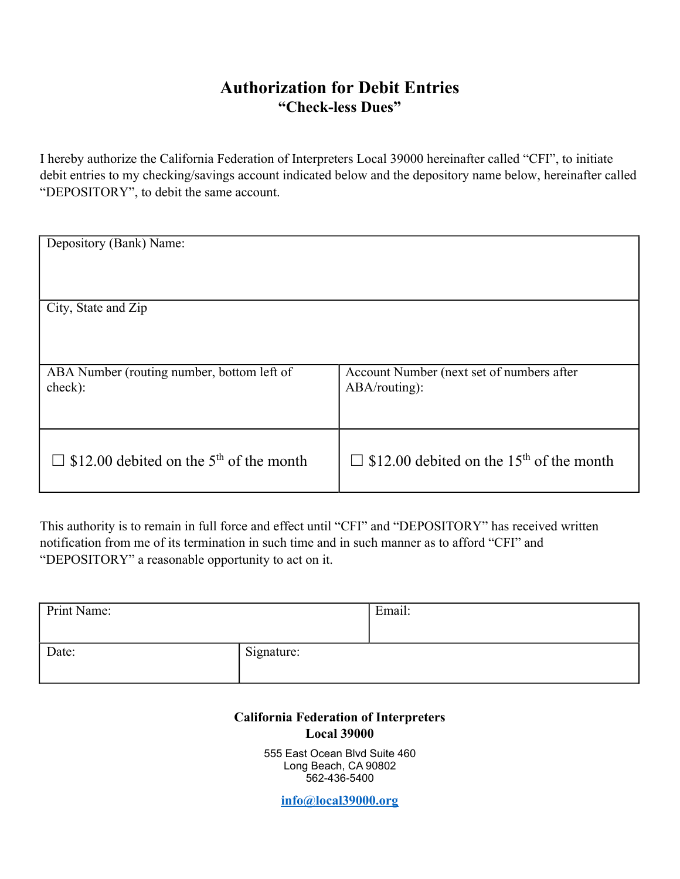# Authorization for Debit Entries

## "Check-less Dues"

I hereby authorize the California Federation of Interpreters Local 39000 hereinafter called "CFI", to initiate debit entries to my checking/savings account indicated below and the depository name below, hereinafter called "DEPOSITORY", to debit the same account.

| | |
|---|---|
| Depository (Bank) Name: | |
| City, State and Zip | |
| ABA Number (routing number, bottom left of check): | Account Number (next set of numbers after ABA/routing): |
| ☐ $12.00 debited on the 5th of the month | ☐ $12.00 debited on the 15th of the month |

This authority is to remain in full force and effect until "CFI" and "DEPOSITORY" has received written notification from me of its termination in such time and in such manner as to afford "CFI" and "DEPOSITORY" a reasonable opportunity to act on it.

| | |
|---|---|
| Print Name: | Email: |
| Date: | Signature: |

**California Federation of Interpreters**
**Local 39000**

555 East Ocean Blvd Suite 460
Long Beach, CA 90802
562-436-5400

**info@local39000.org**